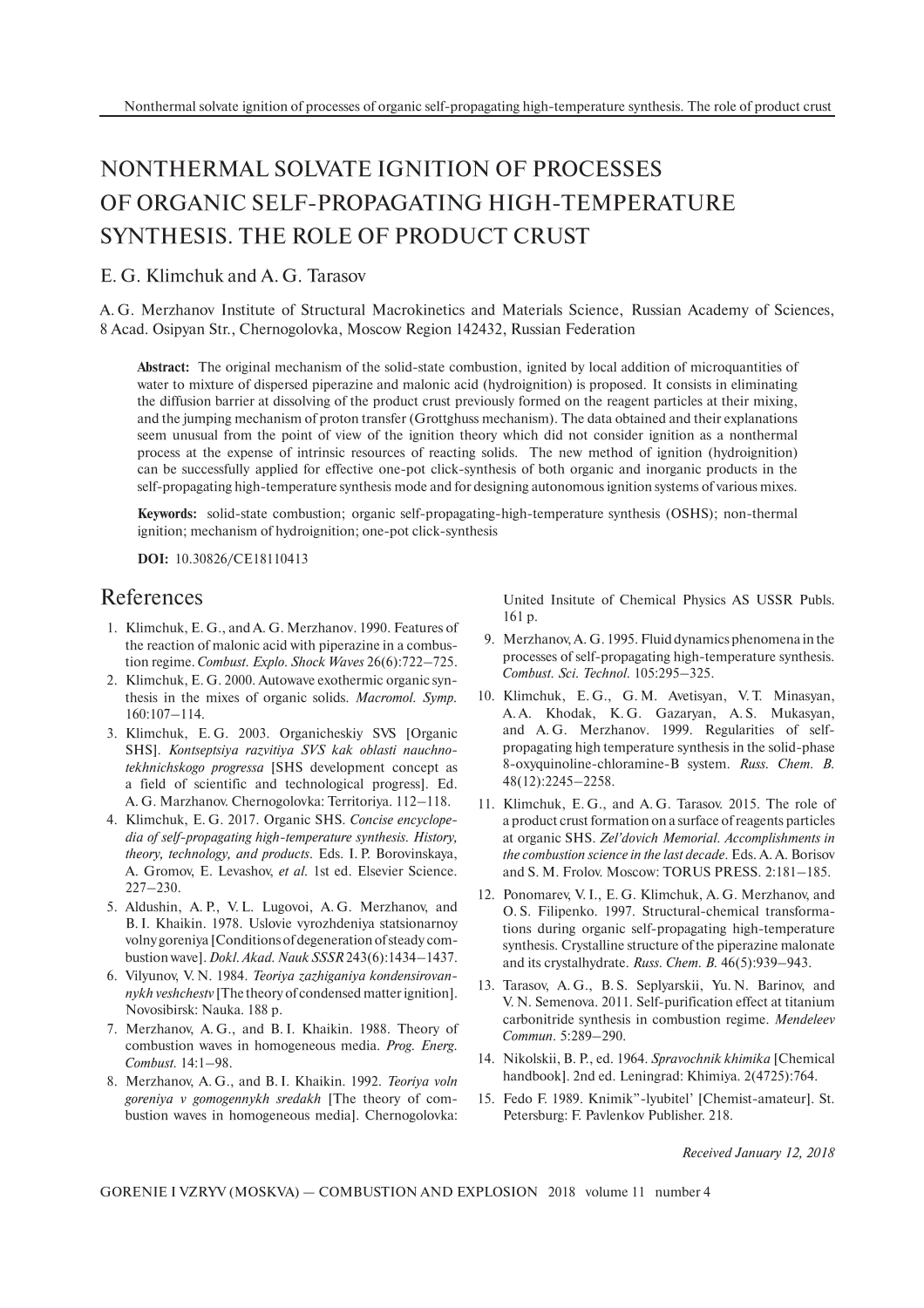# NONTHERMAL SOLVATE IGNITION OF PROCESSES OF ORGANIC SELF-PROPAGATING HIGH-TEMPERATURE SYNTHESIS. THE ROLE OF PRODUCT CRUST

E. G. Klimchuk and A. G. Tarasov

A. G. Merzhanov Institute of Structural Macrokinetics and Materials Science, Russian Academy of Sciences, 8 Acad. Osipyan Str., Chernogolovka, Moscow Region 142432, Russian Federation

**Abstract:** The original mechanism of the solid-state combustion, ignited by local addition of microquantities of water to mixture of dispersed piperazine and malonic acid (hydroignition) is proposed. It consists in eliminating the diffusion barrier at dissolving of the product crust previously formed on the reagent particles at their mixing, and the jumping mechanism of proton transfer (Grottghuss mechanism). The data obtained and their explanations seem unusual from the point of view of the ignition theory which did not consider ignition as a nonthermal process at the expense of intrinsic resources of reacting solids. The new method of ignition (hydroignition) can be successfully applied for effective one-pot click-synthesis of both organic and inorganic products in the self-propagating high-temperature synthesis mode and for designing autonomous ignition systems of various mixes.

**Keywords:** solid-state combustion; organic self-propagating-high-temperature synthesis (OSHS); non-thermal ignition; mechanism of hydroignition; one-pot click-synthesis

**DOI:** 10.30826/CE18110413

## References

1. Klimchuk, E. G., and A. G. Merzhanov. 1990. Features of the reaction of malonic acid with piperazine in a combustion regime. *Combust. Explo. Shock Waves* 26(6):722–725.
2. Klimchuk, E. G. 2000. Autowave exothermic organic synthesis in the mixes of organic solids. *Macromol. Symp.* 160:107–114.
3. Klimchuk, E. G. 2003. Organicheskiy SVS [Organic SHS]. *Kontseptsiya razvitiya SVS kak oblasti nauchno-tekhnichskogo progressa* [SHS development concept as a field of scientific and technological progress]. Ed. A. G. Marzhanov. Chernogolovka: Territoriya. 112–118.
4. Klimchuk, E. G. 2017. Organic SHS. *Concise encyclopedia of self-propagating high-temperature synthesis. History, theory, technology, and products*. Eds. I. P. Borovinskaya, A. Gromov, E. Levashov, *et al.* 1st ed. Elsevier Science. 227–230.
5. Aldushin, A. P., V. L. Lugovoi, A. G. Merzhanov, and B. I. Khaikin. 1978. Uslovie vyrozhdeniya statsionarnoy volny goreniya [Conditions of degeneration of steady combustion wave]. *Dokl. Akad. Nauk SSSR* 243(6):1434–1437.
6. Vilyunov, V. N. 1984. *Teoriya zazhiganiya kondensirovannykh veshchestv* [The theory of condensed matter ignition]. Novosibirsk: Nauka. 188 p.
7. Merzhanov, A. G., and B. I. Khaikin. 1988. Theory of combustion waves in homogeneous media. *Prog. Energ. Combust.* 14:1–98.
8. Merzhanov, A. G., and B. I. Khaikin. 1992. *Teoriya voln goreniya v gomogennykh sredakh* [The theory of combustion waves in homogeneous media]. Chernogolovka: United Insitute of Chemical Physics AS USSR Publs. 161 p.
9. Merzhanov, A. G. 1995. Fluid dynamics phenomena in the processes of self-propagating high-temperature synthesis. *Combust. Sci. Technol.* 105:295–325.
10. Klimchuk, E. G., G. M. Avetisyan, V. T. Minasyan, A. A. Khodak, K. G. Gazaryan, A. S. Mukasyan, and A. G. Merzhanov. 1999. Regularities of self-propagating high temperature synthesis in the solid-phase 8-oxyquinoline-chloramine-B system. *Russ. Chem. B.* 48(12):2245–2258.
11. Klimchuk, E. G., and A. G. Tarasov. 2015. The role of a product crust formation on a surface of reagents particles at organic SHS. *Zel'dovich Memorial. Accomplishments in the combustion science in the last decade*. Eds. A. A. Borisov and S. M. Frolov. Moscow: TORUS PRESS. 2:181–185.
12. Ponomarev, V. I., E. G. Klimchuk, A. G. Merzhanov, and O. S. Filipenko. 1997. Structural-chemical transformations during organic self-propagating high-temperature synthesis. Crystalline structure of the piperazine malonate and its crystalhydrate. *Russ. Chem. B.* 46(5):939–943.
13. Tarasov, A. G., B. S. Seplyarskii, Yu. N. Barinov, and V. N. Semenova. 2011. Self-purification effect at titanium carbonitride synthesis in combustion regime. *Mendeleev Commun.* 5:289–290.
14. Nikolskii, B. P., ed. 1964. *Spravochnik khimika* [Chemical handbook]. 2nd ed. Leningrad: Khimiya. 2(4725):764.
15. Fedo F. 1989. Knimik"-lyubitel' [Chemist-amateur]. St. Petersburg: F. Pavlenkov Publisher. 218.

*Received January 12, 2018*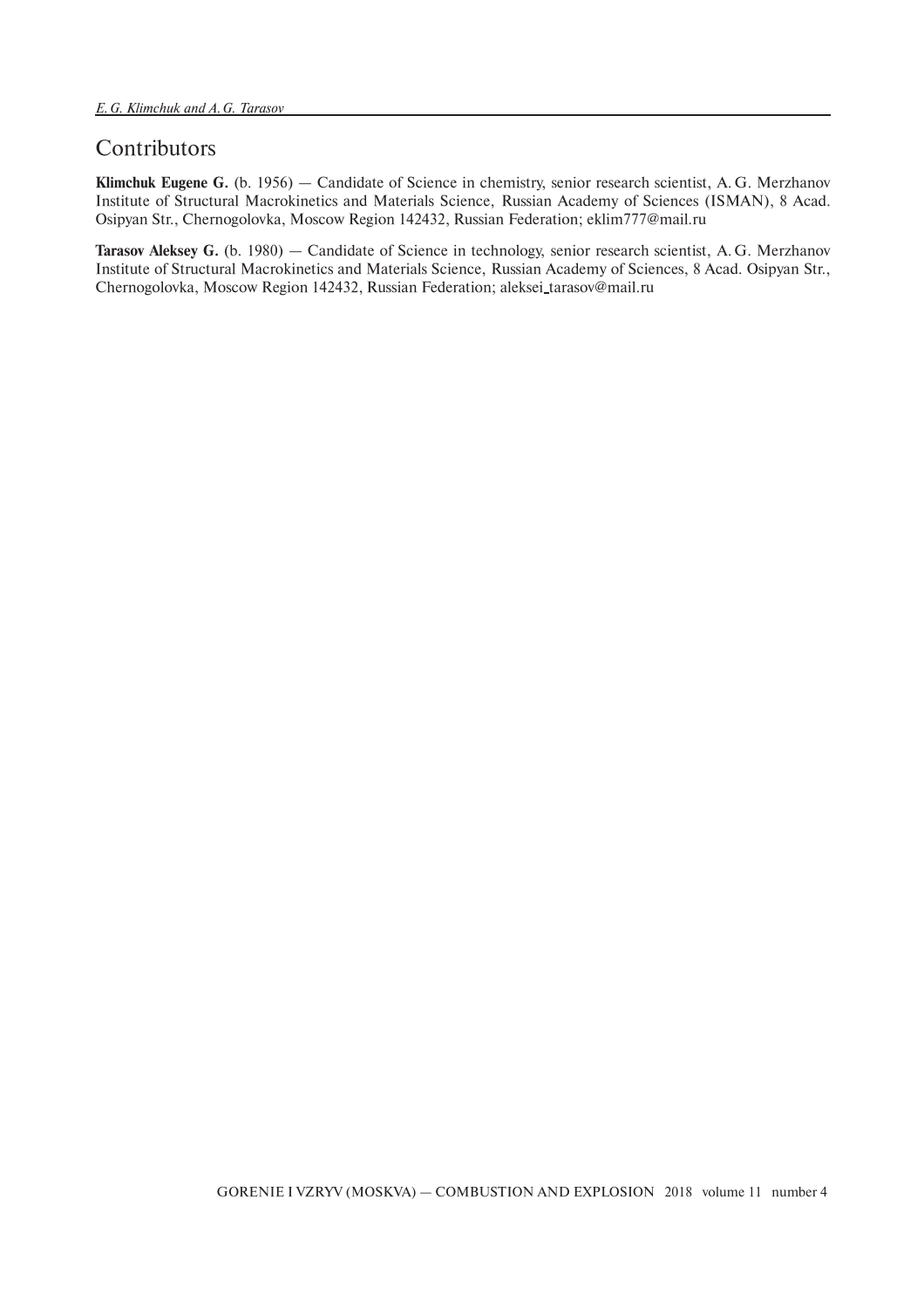## Contributors

**Klimchuk Eugene G.** (b. 1956) — Candidate of Science in chemistry, senior research scientist, A. G. Merzhanov Institute of Structural Macrokinetics and Materials Science, Russian Academy of Sciences (ISMAN), 8 Acad. Osipyan Str., Chernogolovka, Moscow Region 142432, Russian Federation; eklim777@mail.ru

**Tarasov Aleksey G.** (b. 1980) — Candidate of Science in technology, senior research scientist, A. G. Merzhanov Institute of Structural Macrokinetics and Materials Science, Russian Academy of Sciences, 8 Acad. Osipyan Str., Chernogolovka, Moscow Region 142432, Russian Federation; aleksei_tarasov@mail.ru